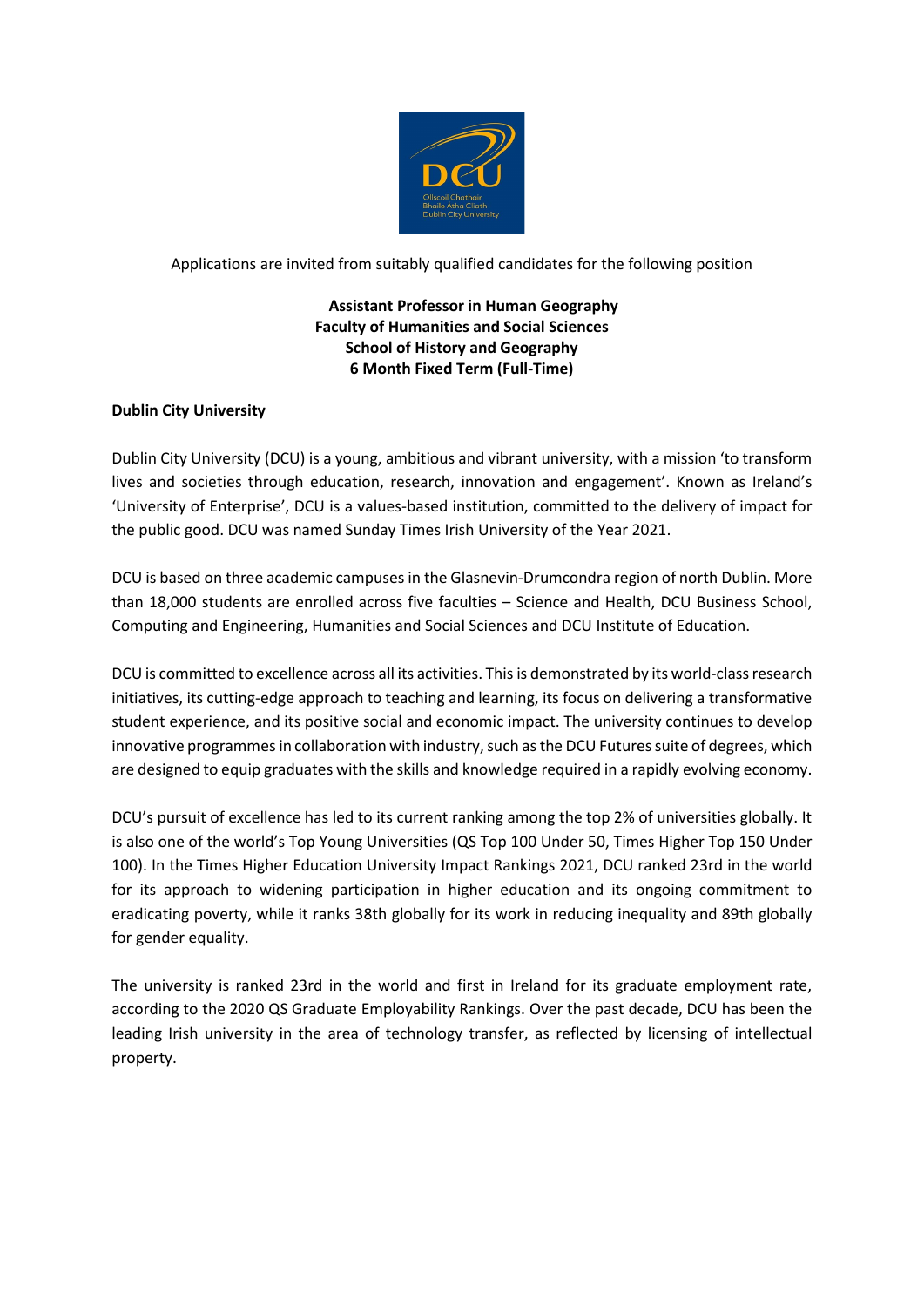Applications are invited from suitably qualified candidates for the following position

**Assistant Professor in Human Geography**
**Faculty of Humanities and Social Sciences**
**School of History and Geography**
**6 Month Fixed Term (Full-Time)**

**Dublin City University**

Dublin City University (DCU) is a young, ambitious and vibrant university, with a mission 'to transform lives and societies through education, research, innovation and engagement'. Known as Ireland's 'University of Enterprise', DCU is a values-based institution, committed to the delivery of impact for the public good. DCU was named Sunday Times Irish University of the Year 2021.

DCU is based on three academic campuses in the Glasnevin-Drumcondra region of north Dublin. More than 18,000 students are enrolled across five faculties – Science and Health, DCU Business School, Computing and Engineering, Humanities and Social Sciences and DCU Institute of Education.

DCU is committed to excellence across all its activities. This is demonstrated by its world-class research initiatives, its cutting-edge approach to teaching and learning, its focus on delivering a transformative student experience, and its positive social and economic impact. The university continues to develop innovative programmes in collaboration with industry, such as the DCU Futures suite of degrees, which are designed to equip graduates with the skills and knowledge required in a rapidly evolving economy.

DCU's pursuit of excellence has led to its current ranking among the top 2% of universities globally. It is also one of the world's Top Young Universities (QS Top 100 Under 50, Times Higher Top 150 Under 100). In the Times Higher Education University Impact Rankings 2021, DCU ranked 23rd in the world for its approach to widening participation in higher education and its ongoing commitment to eradicating poverty, while it ranks 38th globally for its work in reducing inequality and 89th globally for gender equality.

The university is ranked 23rd in the world and first in Ireland for its graduate employment rate, according to the 2020 QS Graduate Employability Rankings. Over the past decade, DCU has been the leading Irish university in the area of technology transfer, as reflected by licensing of intellectual property.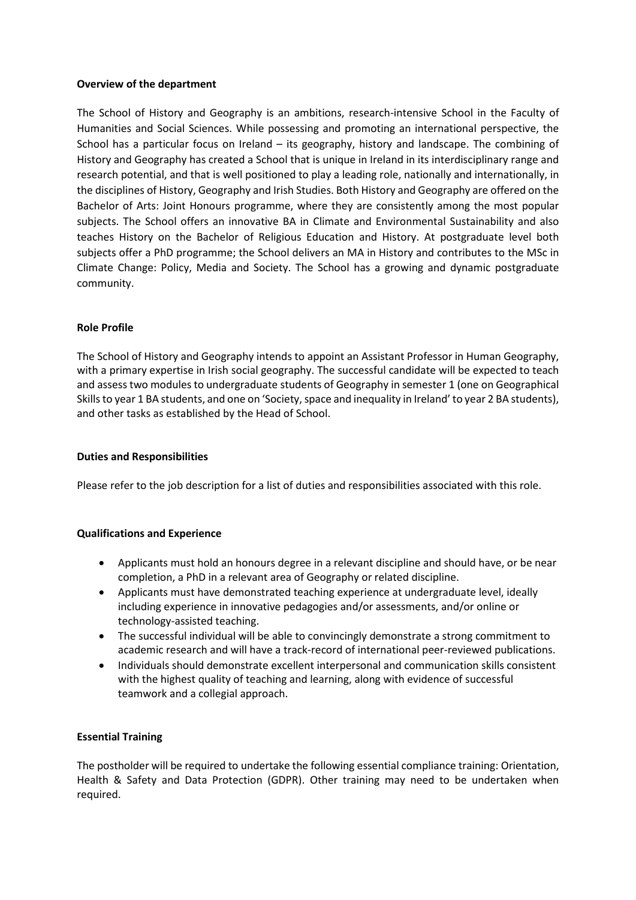**Overview of the department**

The School of History and Geography is an ambitions, research-intensive School in the Faculty of Humanities and Social Sciences. While possessing and promoting an international perspective, the School has a particular focus on Ireland – its geography, history and landscape. The combining of History and Geography has created a School that is unique in Ireland in its interdisciplinary range and research potential, and that is well positioned to play a leading role, nationally and internationally, in the disciplines of History, Geography and Irish Studies. Both History and Geography are offered on the Bachelor of Arts: Joint Honours programme, where they are consistently among the most popular subjects. The School offers an innovative BA in Climate and Environmental Sustainability and also teaches History on the Bachelor of Religious Education and History. At postgraduate level both subjects offer a PhD programme; the School delivers an MA in History and contributes to the MSc in Climate Change: Policy, Media and Society. The School has a growing and dynamic postgraduate community.

**Role Profile**

The School of History and Geography intends to appoint an Assistant Professor in Human Geography, with a primary expertise in Irish social geography. The successful candidate will be expected to teach and assess two modules to undergraduate students of Geography in semester 1 (one on Geographical Skills to year 1 BA students, and one on 'Society, space and inequality in Ireland' to year 2 BA students), and other tasks as established by the Head of School.

**Duties and Responsibilities**

Please refer to the job description for a list of duties and responsibilities associated with this role.

**Qualifications and Experience**

- Applicants must hold an honours degree in a relevant discipline and should have, or be near completion, a PhD in a relevant area of Geography or related discipline.
- Applicants must have demonstrated teaching experience at undergraduate level, ideally including experience in innovative pedagogies and/or assessments, and/or online or technology-assisted teaching.
- The successful individual will be able to convincingly demonstrate a strong commitment to academic research and will have a track-record of international peer-reviewed publications.
- Individuals should demonstrate excellent interpersonal and communication skills consistent with the highest quality of teaching and learning, along with evidence of successful teamwork and a collegial approach.

**Essential Training**

The postholder will be required to undertake the following essential compliance training: Orientation, Health & Safety and Data Protection (GDPR). Other training may need to be undertaken when required.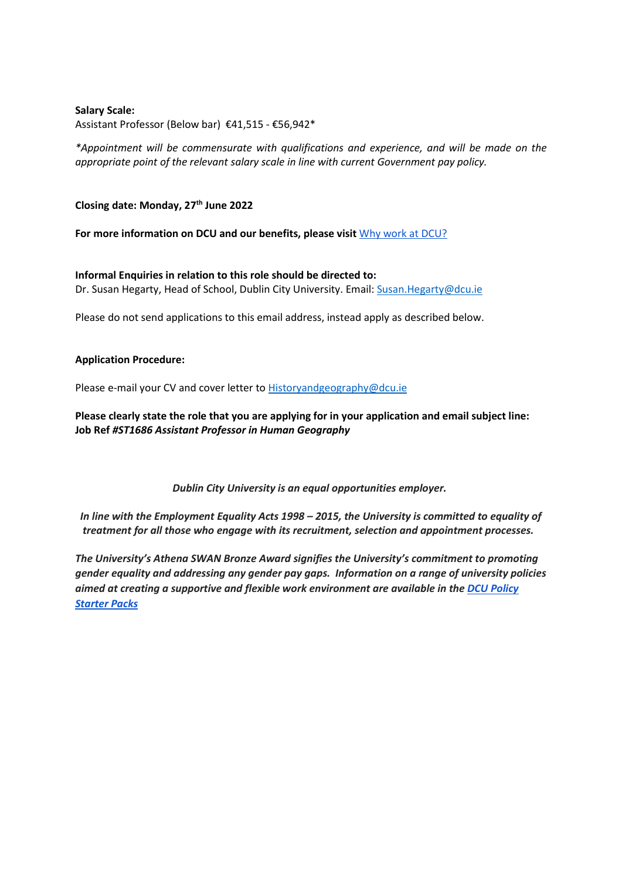**Salary Scale:**
Assistant Professor (Below bar) €41,515 - €56,942*

*\*Appointment will be commensurate with qualifications and experience, and will be made on the appropriate point of the relevant salary scale in line with current Government pay policy.*

**Closing date: Monday, 27th June 2022**

**For more information on DCU and our benefits, please visit** [Why work at DCU?]()

**Informal Enquiries in relation to this role should be directed to:**
Dr. Susan Hegarty, Head of School, Dublin City University. Email: [Susan.Hegarty@dcu.ie](mailto:Susan.Hegarty@dcu.ie)

Please do not send applications to this email address, instead apply as described below.

**Application Procedure:**

Please e-mail your CV and cover letter to [Historyandgeography@dcu.ie](mailto:Historyandgeography@dcu.ie)

**Please clearly state the role that you are applying for in your application and email subject line: Job Ref *#ST1686 Assistant Professor in Human Geography***

*Dublin City University is an equal opportunities employer.*

***In line with the Employment Equality Acts 1998 – 2015, the University is committed to equality of treatment for all those who engage with its recruitment, selection and appointment processes.***

***The University's Athena SWAN Bronze Award signifies the University's commitment to promoting gender equality and addressing any gender pay gaps. Information on a range of university policies aimed at creating a supportive and flexible work environment are available in the [DCU Policy Starter Packs]()***